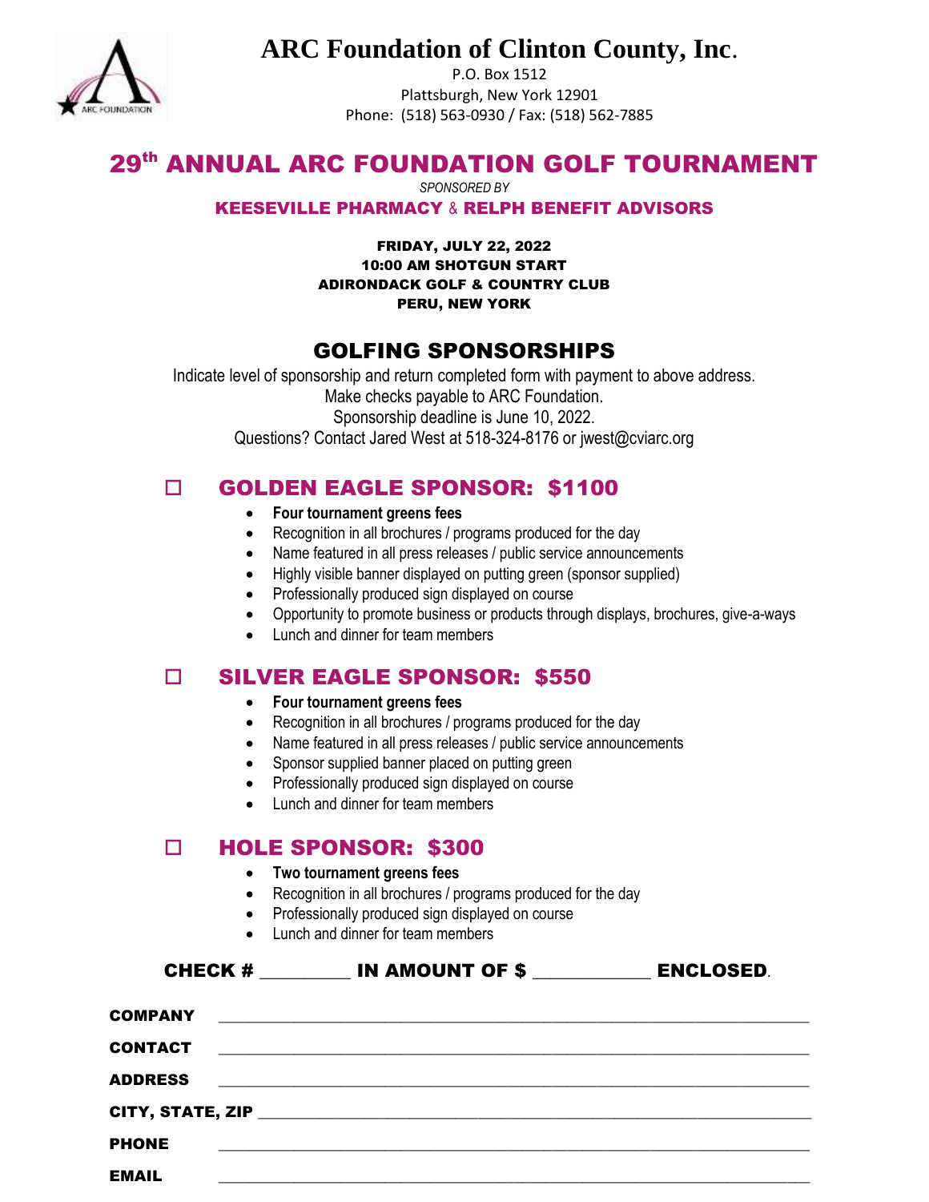# ARC Foundation of Clinton County, Inc.

P.O. Box 1512
Plattsburgh, New York 12901
Phone: (518) 563-0930 / Fax: (518) 562-7885

## 29th ANNUAL ARC FOUNDATION GOLF TOURNAMENT

*SPONSORED BY*

**KEESEVILLE PHARMACY & RELPH BENEFIT ADVISORS**

**FRIDAY, JULY 22, 2022**
**10:00 AM SHOTGUN START**
**ADIRONDACK GOLF & COUNTRY CLUB**
**PERU, NEW YORK**

## GOLFING SPONSORSHIPS

Indicate level of sponsorship and return completed form with payment to above address.
Make checks payable to ARC Foundation.
Sponsorship deadline is June 10, 2022.
Questions? Contact Jared West at 518-324-8176 or jwest@cviarc.org

### ☐ GOLDEN EAGLE SPONSOR: $1100

- **Four tournament greens fees**
- Recognition in all brochures / programs produced for the day
- Name featured in all press releases / public service announcements
- Highly visible banner displayed on putting green (sponsor supplied)
- Professionally produced sign displayed on course
- Opportunity to promote business or products through displays, brochures, give-a-ways
- Lunch and dinner for team members

### ☐ SILVER EAGLE SPONSOR: $550

- **Four tournament greens fees**
- Recognition in all brochures / programs produced for the day
- Name featured in all press releases / public service announcements
- Sponsor supplied banner placed on putting green
- Professionally produced sign displayed on course
- Lunch and dinner for team members

### ☐ HOLE SPONSOR: $300

- **Two tournament greens fees**
- Recognition in all brochures / programs produced for the day
- Professionally produced sign displayed on course
- Lunch and dinner for team members

**CHECK #** _________ **IN AMOUNT OF $** ____________ **ENCLOSED**.

**COMPANY** ______________________________________________________________

**CONTACT** ______________________________________________________________

**ADDRESS** ______________________________________________________________

**CITY, STATE, ZIP** ______________________________________________________

**PHONE** ________________________________________________________________

**EMAIL** ________________________________________________________________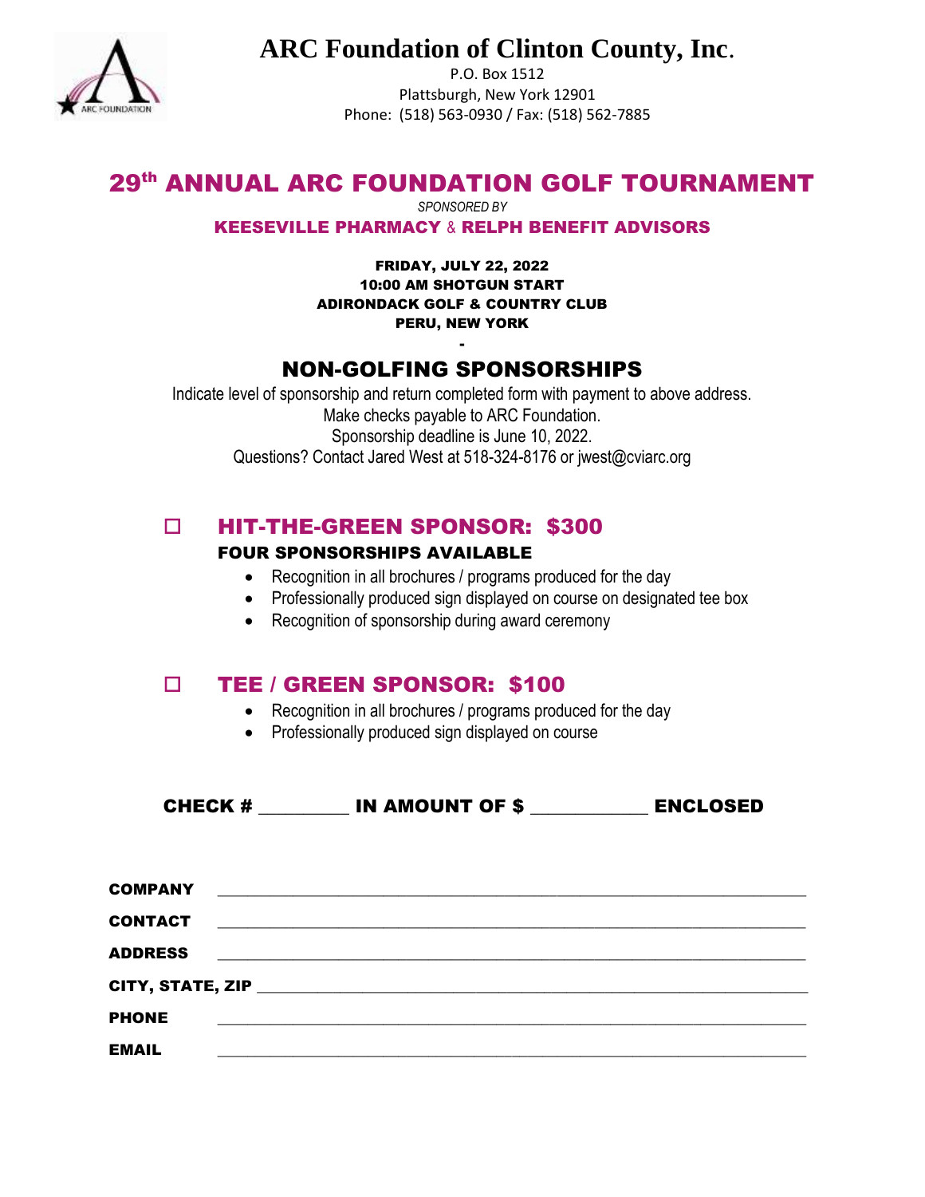# ARC Foundation of Clinton County, Inc.

P.O. Box 1512
Plattsburgh, New York 12901
Phone: (518) 563-0930 / Fax: (518) 562-7885

## 29th ANNUAL ARC FOUNDATION GOLF TOURNAMENT

*SPONSORED BY*

**KEESEVILLE PHARMACY & RELPH BENEFIT ADVISORS**

**FRIDAY, JULY 22, 2022**
**10:00 AM SHOTGUN START**
**ADIRONDACK GOLF & COUNTRY CLUB**
**PERU, NEW YORK**

-

## NON-GOLFING SPONSORSHIPS

Indicate level of sponsorship and return completed form with payment to above address.
Make checks payable to ARC Foundation.
Sponsorship deadline is June 10, 2022.
Questions? Contact Jared West at 518-324-8176 or jwest@cviarc.org

### ☐ HIT-THE-GREEN SPONSOR: $300

**FOUR SPONSORSHIPS AVAILABLE**

- Recognition in all brochures / programs produced for the day
- Professionally produced sign displayed on course on designated tee box
- Recognition of sponsorship during award ceremony

### ☐ TEE / GREEN SPONSOR: $100

- Recognition in all brochures / programs produced for the day
- Professionally produced sign displayed on course

**CHECK # _________ IN AMOUNT OF $ ___________ ENCLOSED**

**COMPANY** ____________________________________________

**CONTACT** ____________________________________________

**ADDRESS** ____________________________________________

**CITY, STATE, ZIP** ____________________________________________

**PHONE** ____________________________________________

**EMAIL** ____________________________________________